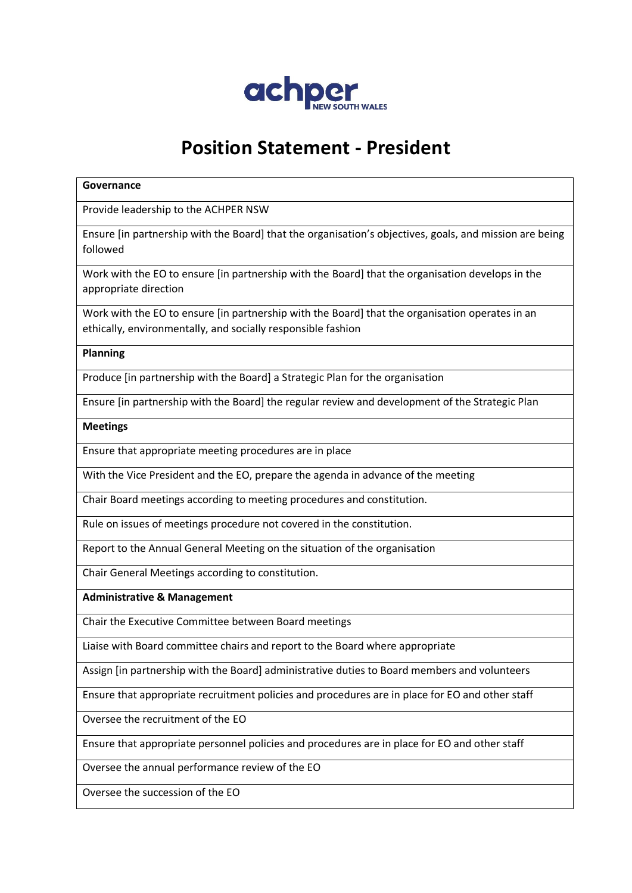achper NEW SOUTH WALES

# Position Statement - President

| **Governance** |
|---|
| Provide leadership to the ACHPER NSW |
| Ensure [in partnership with the Board] that the organisation's objectives, goals, and mission are being followed |
| Work with the EO to ensure [in partnership with the Board] that the organisation develops in the appropriate direction |
| Work with the EO to ensure [in partnership with the Board] that the organisation operates in an ethically, environmentally, and socially responsible fashion |
| **Planning** |
| Produce [in partnership with the Board] a Strategic Plan for the organisation |
| Ensure [in partnership with the Board] the regular review and development of the Strategic Plan |
| **Meetings** |
| Ensure that appropriate meeting procedures are in place |
| With the Vice President and the EO, prepare the agenda in advance of the meeting |
| Chair Board meetings according to meeting procedures and constitution. |
| Rule on issues of meetings procedure not covered in the constitution. |
| Report to the Annual General Meeting on the situation of the organisation |
| Chair General Meetings according to constitution. |
| **Administrative & Management** |
| Chair the Executive Committee between Board meetings |
| Liaise with Board committee chairs and report to the Board where appropriate |
| Assign [in partnership with the Board] administrative duties to Board members and volunteers |
| Ensure that appropriate recruitment policies and procedures are in place for EO and other staff |
| Oversee the recruitment of the EO |
| Ensure that appropriate personnel policies and procedures are in place for EO and other staff |
| Oversee the annual performance review of the EO |
| Oversee the succession of the EO |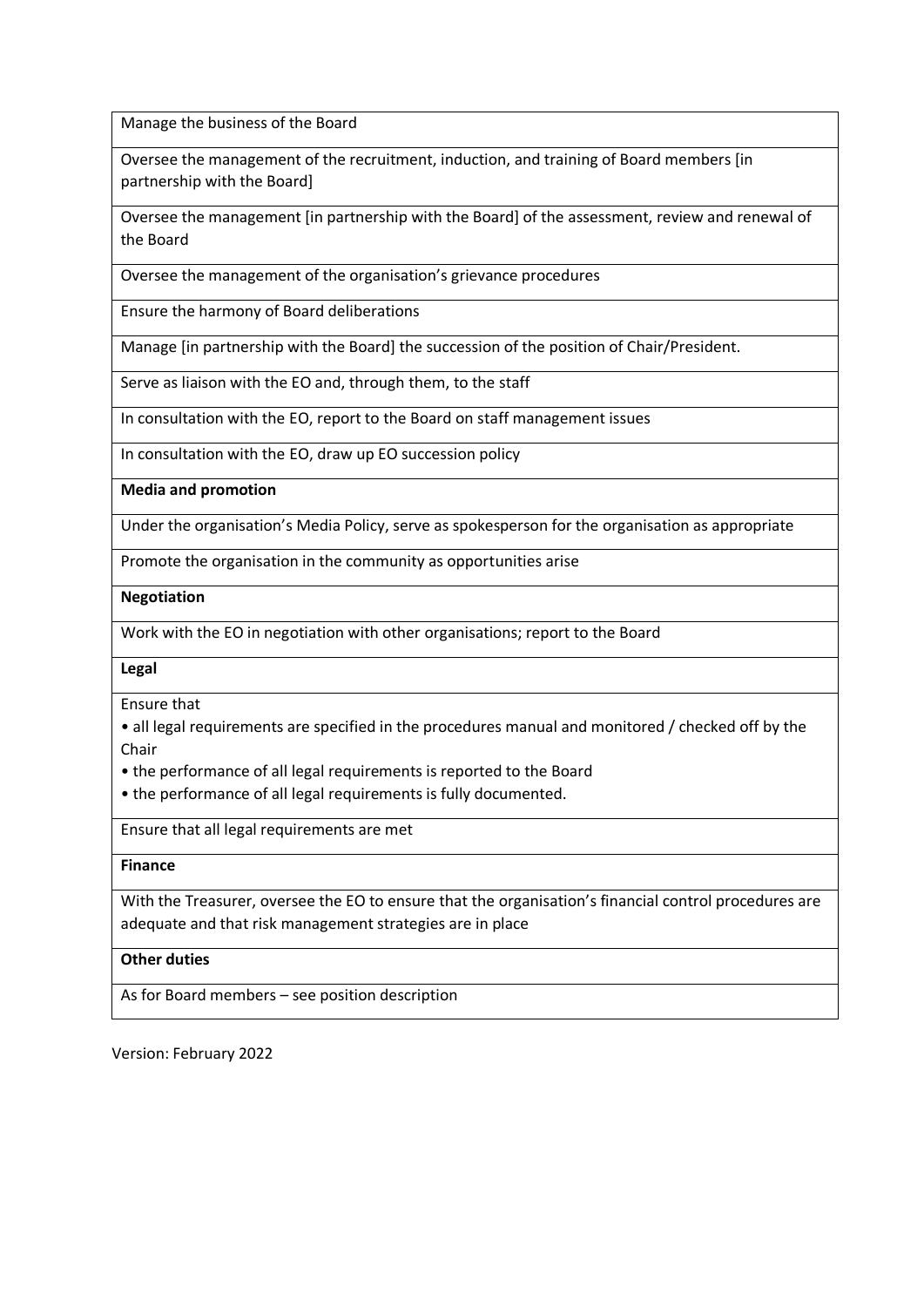| |
|---|
| Manage the business of the Board |
| Oversee the management of the recruitment, induction, and training of Board members [in partnership with the Board] |
| Oversee the management [in partnership with the Board] of the assessment, review and renewal of the Board |
| Oversee the management of the organisation's grievance procedures |
| Ensure the harmony of Board deliberations |
| Manage [in partnership with the Board] the succession of the position of Chair/President. |
| Serve as liaison with the EO and, through them, to the staff |
| In consultation with the EO, report to the Board on staff management issues |
| In consultation with the EO, draw up EO succession policy |
| **Media and promotion** |
| Under the organisation's Media Policy, serve as spokesperson for the organisation as appropriate |
| Promote the organisation in the community as opportunities arise |
| **Negotiation** |
| Work with the EO in negotiation with other organisations; report to the Board |
| **Legal** |
| Ensure that<br>• all legal requirements are specified in the procedures manual and monitored / checked off by the Chair<br>• the performance of all legal requirements is reported to the Board<br>• the performance of all legal requirements is fully documented. |
| Ensure that all legal requirements are met |
| **Finance** |
| With the Treasurer, oversee the EO to ensure that the organisation's financial control procedures are adequate and that risk management strategies are in place |
| **Other duties** |
| As for Board members – see position description |

Version: February 2022